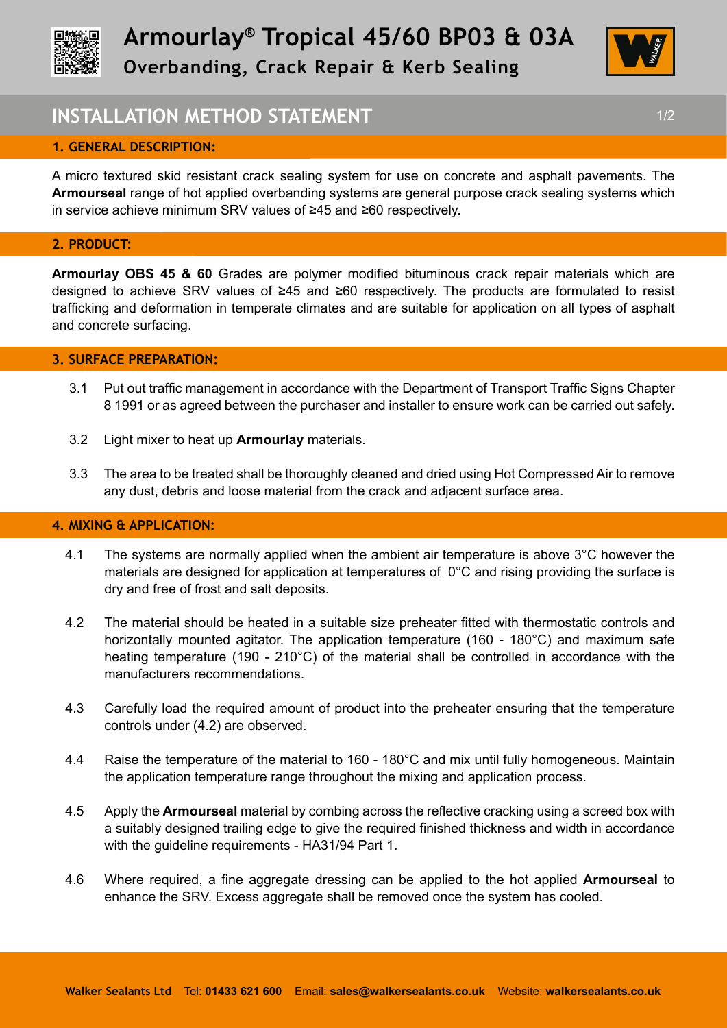# Armourlay® Tropical 45/60 BP03 & 03A

## Overbanding, Crack Repair & Kerb Sealing

## INSTALLATION METHOD STATEMENT

### 1. GENERAL DESCRIPTION:

A micro textured skid resistant crack sealing system for use on concrete and asphalt pavements. The **Armourseal** range of hot applied overbanding systems are general purpose crack sealing systems which in service achieve minimum SRV values of ≥45 and ≥60 respectively.

### 2. PRODUCT:

**Armourlay OBS 45 & 60** Grades are polymer modified bituminous crack repair materials which are designed to achieve SRV values of ≥45 and ≥60 respectively. The products are formulated to resist trafficking and deformation in temperate climates and are suitable for application on all types of asphalt and concrete surfacing.

### 3. SURFACE PREPARATION:

3.1 Put out traffic management in accordance with the Department of Transport Traffic Signs Chapter 8 1991 or as agreed between the purchaser and installer to ensure work can be carried out safely.

3.2 Light mixer to heat up **Armourlay** materials.

3.3 The area to be treated shall be thoroughly cleaned and dried using Hot Compressed Air to remove any dust, debris and loose material from the crack and adjacent surface area.

### 4. MIXING & APPLICATION:

4.1 The systems are normally applied when the ambient air temperature is above 3°C however the materials are designed for application at temperatures of 0°C and rising providing the surface is dry and free of frost and salt deposits.

4.2 The material should be heated in a suitable size preheater fitted with thermostatic controls and horizontally mounted agitator. The application temperature (160 - 180°C) and maximum safe heating temperature (190 - 210°C) of the material shall be controlled in accordance with the manufacturers recommendations.

4.3 Carefully load the required amount of product into the preheater ensuring that the temperature controls under (4.2) are observed.

4.4 Raise the temperature of the material to 160 - 180°C and mix until fully homogeneous. Maintain the application temperature range throughout the mixing and application process.

4.5 Apply the **Armourseal** material by combing across the reflective cracking using a screed box with a suitably designed trailing edge to give the required finished thickness and width in accordance with the guideline requirements - HA31/94 Part 1.

4.6 Where required, a fine aggregate dressing can be applied to the hot applied **Armourseal** to enhance the SRV. Excess aggregate shall be removed once the system has cooled.

**Walker Sealants Ltd** Tel: **01433 621 600** Email: **sales@walkersealants.co.uk** Website: **walkersealants.co.uk**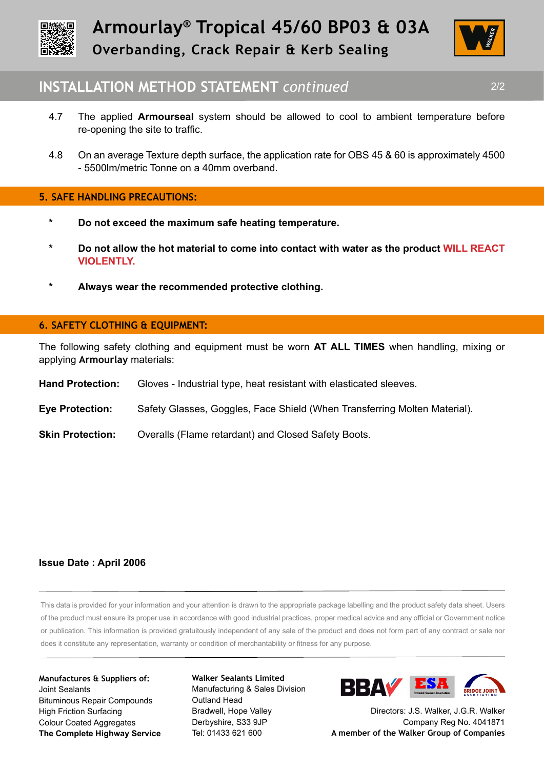4.7 The applied **Armourseal** system should be allowed to cool to ambient temperature before re-opening the site to traffic.

4.8 On an average Texture depth surface, the application rate for OBS 45 & 60 is approximately 4500 - 5500lm/metric Tonne on a 40mm overband.

## 5. SAFE HANDLING PRECAUTIONS:

- **Do not exceed the maximum safe heating temperature.**
- **Do not allow the hot material to come into contact with water as the product WILL REACT VIOLENTLY.**
- **Always wear the recommended protective clothing.**

## 6. SAFETY CLOTHING & EQUIPMENT:

The following safety clothing and equipment must be worn **AT ALL TIMES** when handling, mixing or applying **Armourlay** materials:

**Hand Protection:** Gloves - Industrial type, heat resistant with elasticated sleeves.

**Eye Protection:** Safety Glasses, Goggles, Face Shield (When Transferring Molten Material).

**Skin Protection:** Overalls (Flame retardant) and Closed Safety Boots.

**Issue Date : April 2006**

This data is provided for your information and your attention is drawn to the appropriate package labelling and the product safety data sheet. Users of the product must ensure its proper use in accordance with good industrial practices, proper medical advice and any official or Government notice or publication. This information is provided gratuitously independent of any sale of the product and does not form part of any contract or sale nor does it constitute any representation, warranty or condition of merchantability or fitness for any purpose.

**Manufactures & Suppliers of:**
Joint Sealants
Bituminous Repair Compounds
High Friction Surfacing
Colour Coated Aggregates
**The Complete Highway Service**

**Walker Sealants Limited**
Manufacturing & Sales Division
Outland Head
Bradwell, Hope Valley
Derbyshire, S33 9JP
Tel: 01433 621 600

Directors: J.S. Walker, J.G.R. Walker
Company Reg No. 4041871
**A member of the Walker Group of Companies**